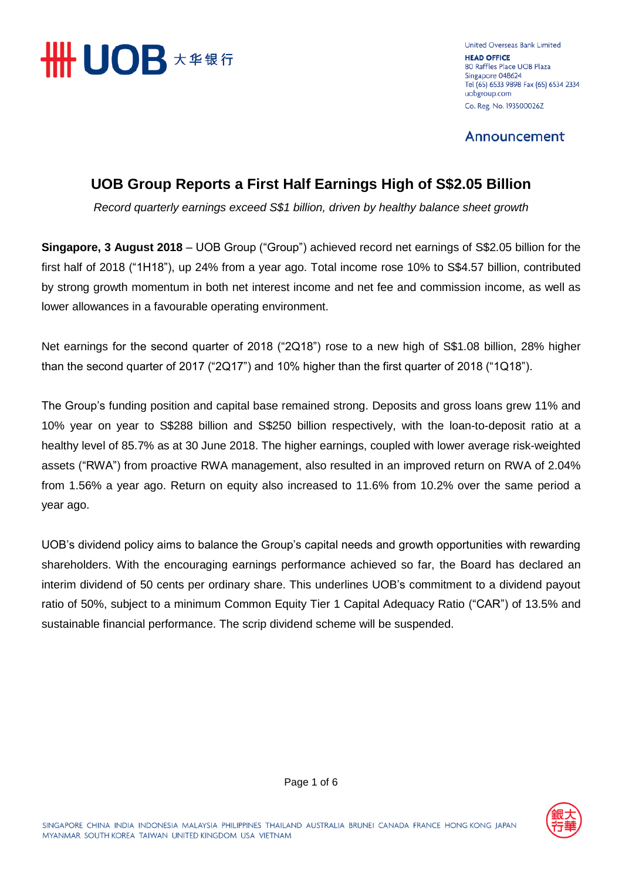United Overseas Bank Limited
**HEAD OFFICE**
80 Raffles Place UOB Plaza
Singapore 048624
Tel (65) 6533 9898 Fax (65) 6534 2334
uobgroup.com
Co. Reg. No. 193500026Z

## Announcement

# UOB Group Reports a First Half Earnings High of S$2.05 Billion

*Record quarterly earnings exceed S$1 billion, driven by healthy balance sheet growth*

**Singapore, 3 August 2018** – UOB Group ("Group") achieved record net earnings of S$2.05 billion for the first half of 2018 ("1H18"), up 24% from a year ago. Total income rose 10% to S$4.57 billion, contributed by strong growth momentum in both net interest income and net fee and commission income, as well as lower allowances in a favourable operating environment.

Net earnings for the second quarter of 2018 ("2Q18") rose to a new high of S$1.08 billion, 28% higher than the second quarter of 2017 ("2Q17") and 10% higher than the first quarter of 2018 ("1Q18").

The Group's funding position and capital base remained strong. Deposits and gross loans grew 11% and 10% year on year to S$288 billion and S$250 billion respectively, with the loan-to-deposit ratio at a healthy level of 85.7% as at 30 June 2018. The higher earnings, coupled with lower average risk-weighted assets ("RWA") from proactive RWA management, also resulted in an improved return on RWA of 2.04% from 1.56% a year ago. Return on equity also increased to 11.6% from 10.2% over the same period a year ago.

UOB's dividend policy aims to balance the Group's capital needs and growth opportunities with rewarding shareholders. With the encouraging earnings performance achieved so far, the Board has declared an interim dividend of 50 cents per ordinary share. This underlines UOB's commitment to a dividend payout ratio of 50%, subject to a minimum Common Equity Tier 1 Capital Adequacy Ratio ("CAR") of 13.5% and sustainable financial performance. The scrip dividend scheme will be suspended.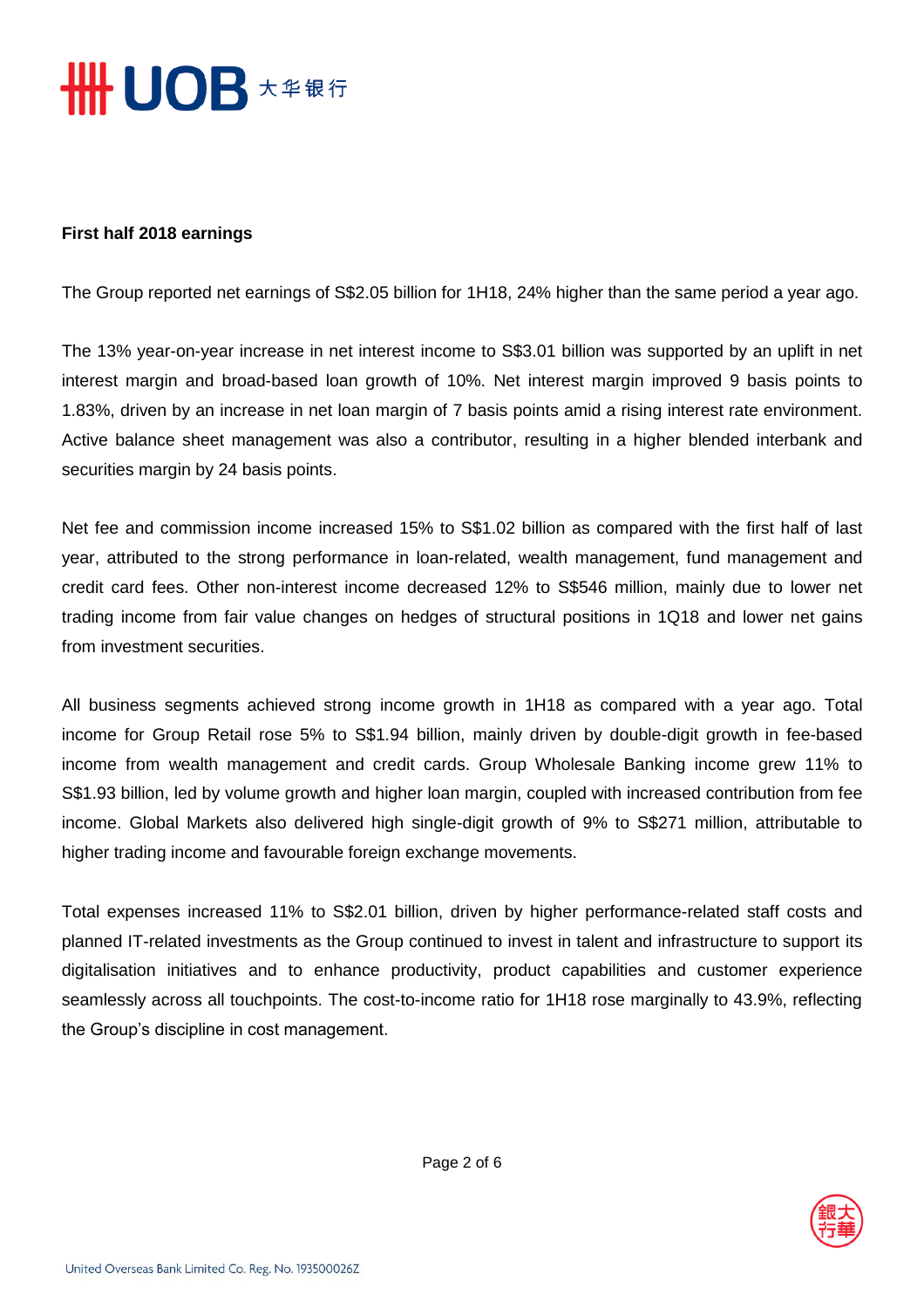**First half 2018 earnings**

The Group reported net earnings of S$2.05 billion for 1H18, 24% higher than the same period a year ago.

The 13% year-on-year increase in net interest income to S$3.01 billion was supported by an uplift in net interest margin and broad-based loan growth of 10%. Net interest margin improved 9 basis points to 1.83%, driven by an increase in net loan margin of 7 basis points amid a rising interest rate environment. Active balance sheet management was also a contributor, resulting in a higher blended interbank and securities margin by 24 basis points.

Net fee and commission income increased 15% to S$1.02 billion as compared with the first half of last year, attributed to the strong performance in loan-related, wealth management, fund management and credit card fees. Other non-interest income decreased 12% to S$546 million, mainly due to lower net trading income from fair value changes on hedges of structural positions in 1Q18 and lower net gains from investment securities.

All business segments achieved strong income growth in 1H18 as compared with a year ago. Total income for Group Retail rose 5% to S$1.94 billion, mainly driven by double-digit growth in fee-based income from wealth management and credit cards. Group Wholesale Banking income grew 11% to S$1.93 billion, led by volume growth and higher loan margin, coupled with increased contribution from fee income. Global Markets also delivered high single-digit growth of 9% to S$271 million, attributable to higher trading income and favourable foreign exchange movements.

Total expenses increased 11% to S$2.01 billion, driven by higher performance-related staff costs and planned IT-related investments as the Group continued to invest in talent and infrastructure to support its digitalisation initiatives and to enhance productivity, product capabilities and customer experience seamlessly across all touchpoints. The cost-to-income ratio for 1H18 rose marginally to 43.9%, reflecting the Group's discipline in cost management.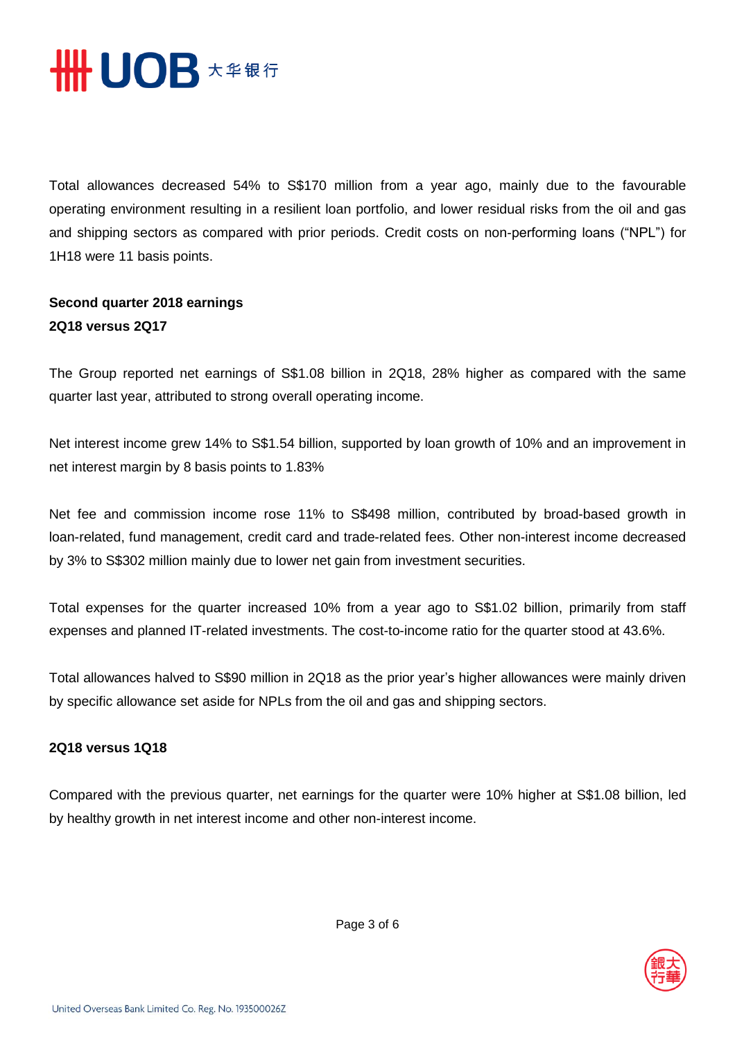Total allowances decreased 54% to S$170 million from a year ago, mainly due to the favourable operating environment resulting in a resilient loan portfolio, and lower residual risks from the oil and gas and shipping sectors as compared with prior periods. Credit costs on non-performing loans ("NPL") for 1H18 were 11 basis points.

**Second quarter 2018 earnings**
**2Q18 versus 2Q17**

The Group reported net earnings of S$1.08 billion in 2Q18, 28% higher as compared with the same quarter last year, attributed to strong overall operating income.

Net interest income grew 14% to S$1.54 billion, supported by loan growth of 10% and an improvement in net interest margin by 8 basis points to 1.83%

Net fee and commission income rose 11% to S$498 million, contributed by broad-based growth in loan-related, fund management, credit card and trade-related fees. Other non-interest income decreased by 3% to S$302 million mainly due to lower net gain from investment securities.

Total expenses for the quarter increased 10% from a year ago to S$1.02 billion, primarily from staff expenses and planned IT-related investments. The cost-to-income ratio for the quarter stood at 43.6%.

Total allowances halved to S$90 million in 2Q18 as the prior year's higher allowances were mainly driven by specific allowance set aside for NPLs from the oil and gas and shipping sectors.

**2Q18 versus 1Q18**

Compared with the previous quarter, net earnings for the quarter were 10% higher at S$1.08 billion, led by healthy growth in net interest income and other non-interest income.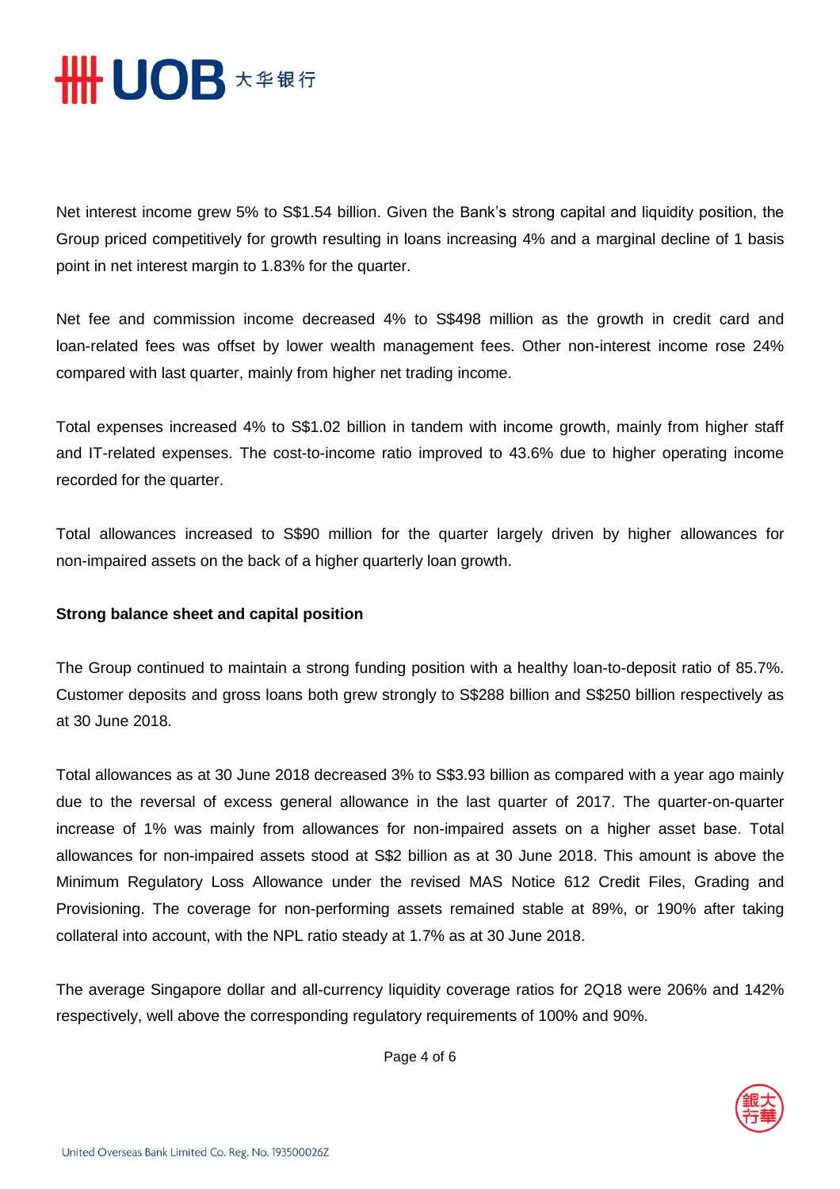Net interest income grew 5% to S$1.54 billion. Given the Bank's strong capital and liquidity position, the Group priced competitively for growth resulting in loans increasing 4% and a marginal decline of 1 basis point in net interest margin to 1.83% for the quarter.

Net fee and commission income decreased 4% to S$498 million as the growth in credit card and loan-related fees was offset by lower wealth management fees. Other non-interest income rose 24% compared with last quarter, mainly from higher net trading income.

Total expenses increased 4% to S$1.02 billion in tandem with income growth, mainly from higher staff and IT-related expenses. The cost-to-income ratio improved to 43.6% due to higher operating income recorded for the quarter.

Total allowances increased to S$90 million for the quarter largely driven by higher allowances for non-impaired assets on the back of a higher quarterly loan growth.

**Strong balance sheet and capital position**

The Group continued to maintain a strong funding position with a healthy loan-to-deposit ratio of 85.7%. Customer deposits and gross loans both grew strongly to S$288 billion and S$250 billion respectively as at 30 June 2018.

Total allowances as at 30 June 2018 decreased 3% to S$3.93 billion as compared with a year ago mainly due to the reversal of excess general allowance in the last quarter of 2017. The quarter-on-quarter increase of 1% was mainly from allowances for non-impaired assets on a higher asset base. Total allowances for non-impaired assets stood at S$2 billion as at 30 June 2018. This amount is above the Minimum Regulatory Loss Allowance under the revised MAS Notice 612 Credit Files, Grading and Provisioning. The coverage for non-performing assets remained stable at 89%, or 190% after taking collateral into account, with the NPL ratio steady at 1.7% as at 30 June 2018.

The average Singapore dollar and all-currency liquidity coverage ratios for 2Q18 were 206% and 142% respectively, well above the corresponding regulatory requirements of 100% and 90%.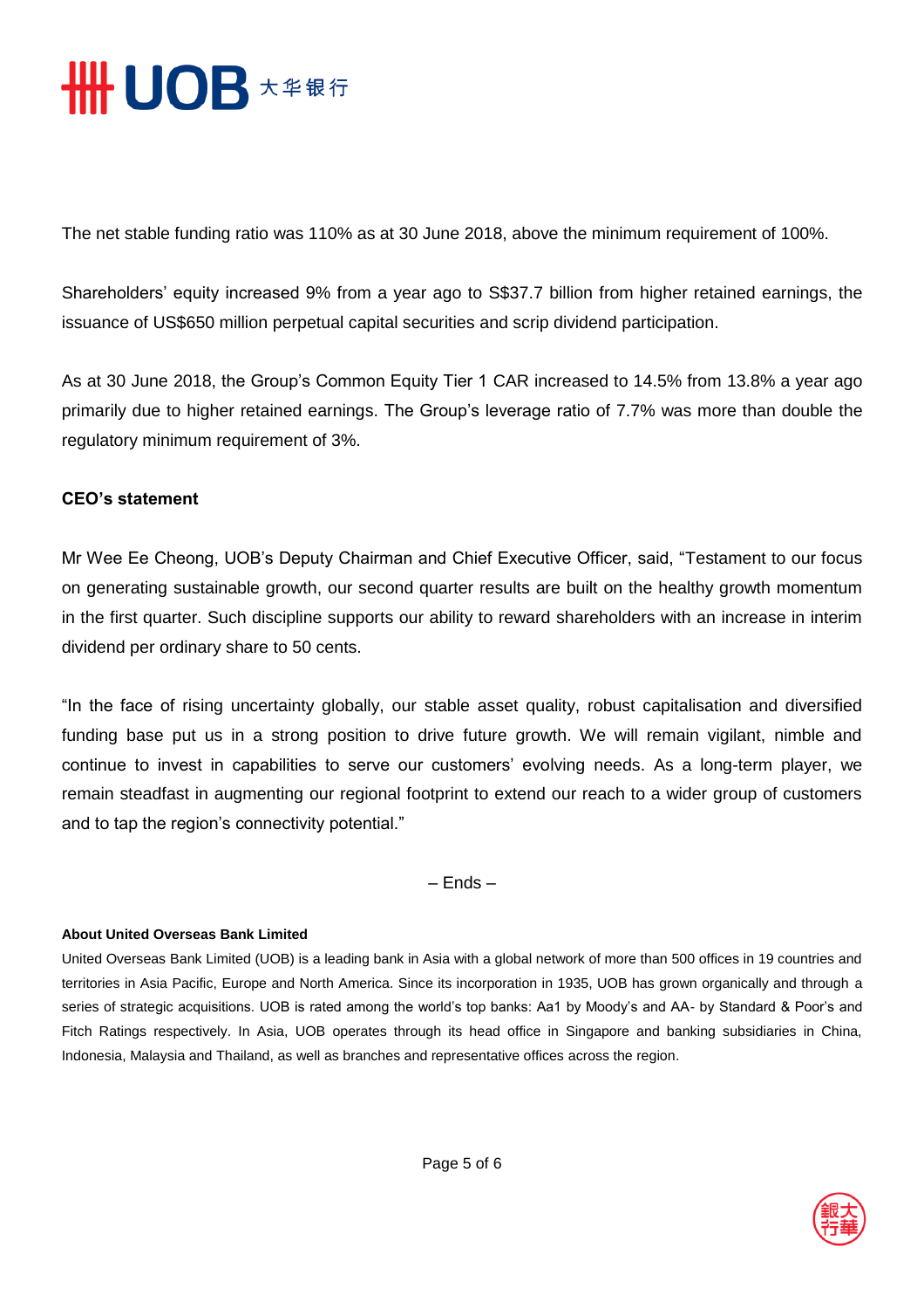The net stable funding ratio was 110% as at 30 June 2018, above the minimum requirement of 100%.

Shareholders' equity increased 9% from a year ago to S$37.7 billion from higher retained earnings, the issuance of US$650 million perpetual capital securities and scrip dividend participation.

As at 30 June 2018, the Group's Common Equity Tier 1 CAR increased to 14.5% from 13.8% a year ago primarily due to higher retained earnings. The Group's leverage ratio of 7.7% was more than double the regulatory minimum requirement of 3%.

**CEO's statement**

Mr Wee Ee Cheong, UOB's Deputy Chairman and Chief Executive Officer, said, "Testament to our focus on generating sustainable growth, our second quarter results are built on the healthy growth momentum in the first quarter. Such discipline supports our ability to reward shareholders with an increase in interim dividend per ordinary share to 50 cents.

"In the face of rising uncertainty globally, our stable asset quality, robust capitalisation and diversified funding base put us in a strong position to drive future growth. We will remain vigilant, nimble and continue to invest in capabilities to serve our customers' evolving needs. As a long-term player, we remain steadfast in augmenting our regional footprint to extend our reach to a wider group of customers and to tap the region's connectivity potential."

– Ends –

**About United Overseas Bank Limited**

United Overseas Bank Limited (UOB) is a leading bank in Asia with a global network of more than 500 offices in 19 countries and territories in Asia Pacific, Europe and North America. Since its incorporation in 1935, UOB has grown organically and through a series of strategic acquisitions. UOB is rated among the world's top banks: Aa1 by Moody's and AA- by Standard & Poor's and Fitch Ratings respectively. In Asia, UOB operates through its head office in Singapore and banking subsidiaries in China, Indonesia, Malaysia and Thailand, as well as branches and representative offices across the region.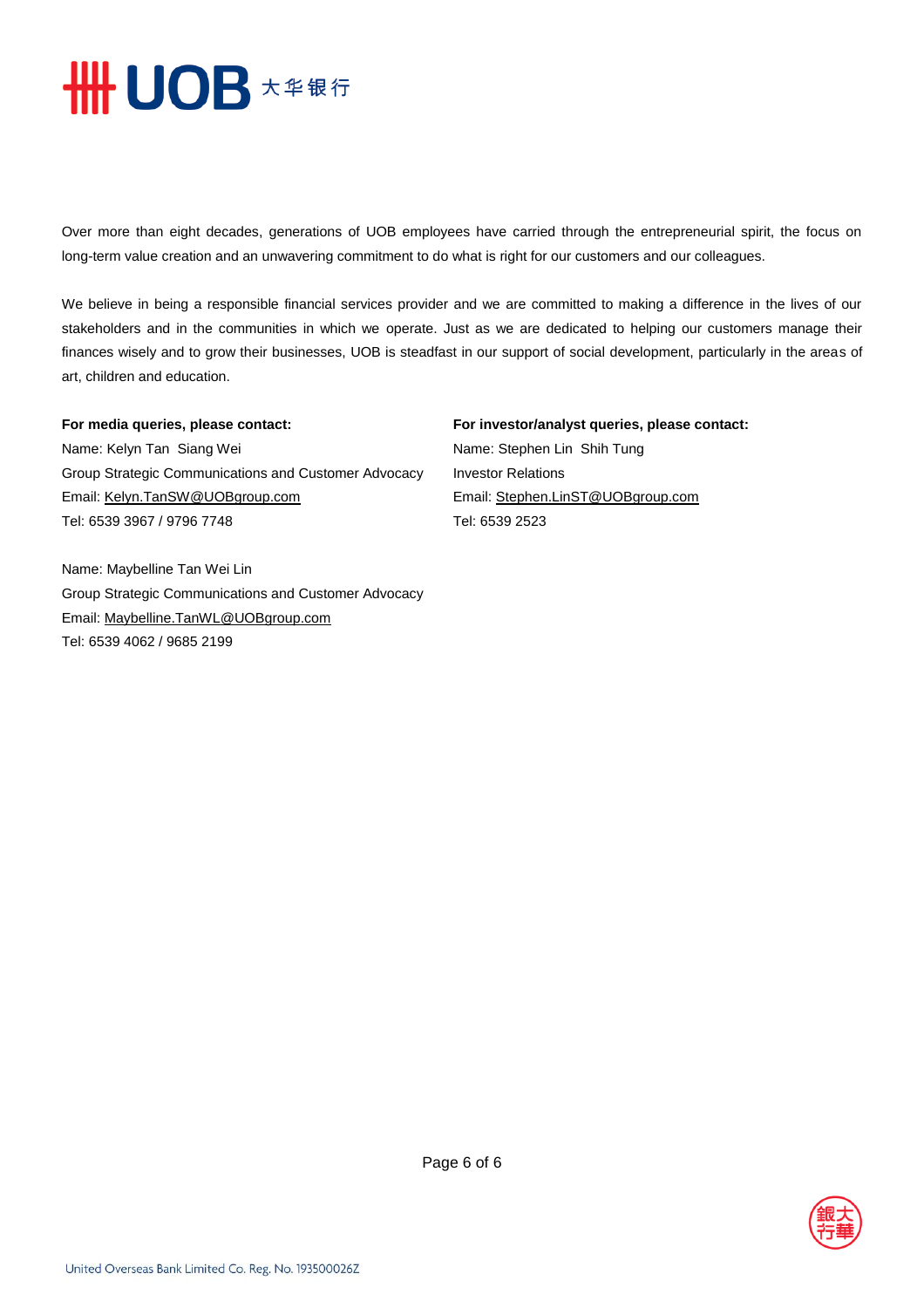Over more than eight decades, generations of UOB employees have carried through the entrepreneurial spirit, the focus on long-term value creation and an unwavering commitment to do what is right for our customers and our colleagues.

We believe in being a responsible financial services provider and we are committed to making a difference in the lives of our stakeholders and in the communities in which we operate. Just as we are dedicated to helping our customers manage their finances wisely and to grow their businesses, UOB is steadfast in our support of social development, particularly in the areas of art, children and education.

**For media queries, please contact:**
Name: Kelyn Tan Siang Wei
Group Strategic Communications and Customer Advocacy
Email: Kelyn.TanSW@UOBgroup.com
Tel: 6539 3967 / 9796 7748

Name: Maybelline Tan Wei Lin
Group Strategic Communications and Customer Advocacy
Email: Maybelline.TanWL@UOBgroup.com
Tel: 6539 4062 / 9685 2199

**For investor/analyst queries, please contact:**
Name: Stephen Lin Shih Tung
Investor Relations
Email: Stephen.LinST@UOBgroup.com
Tel: 6539 2523